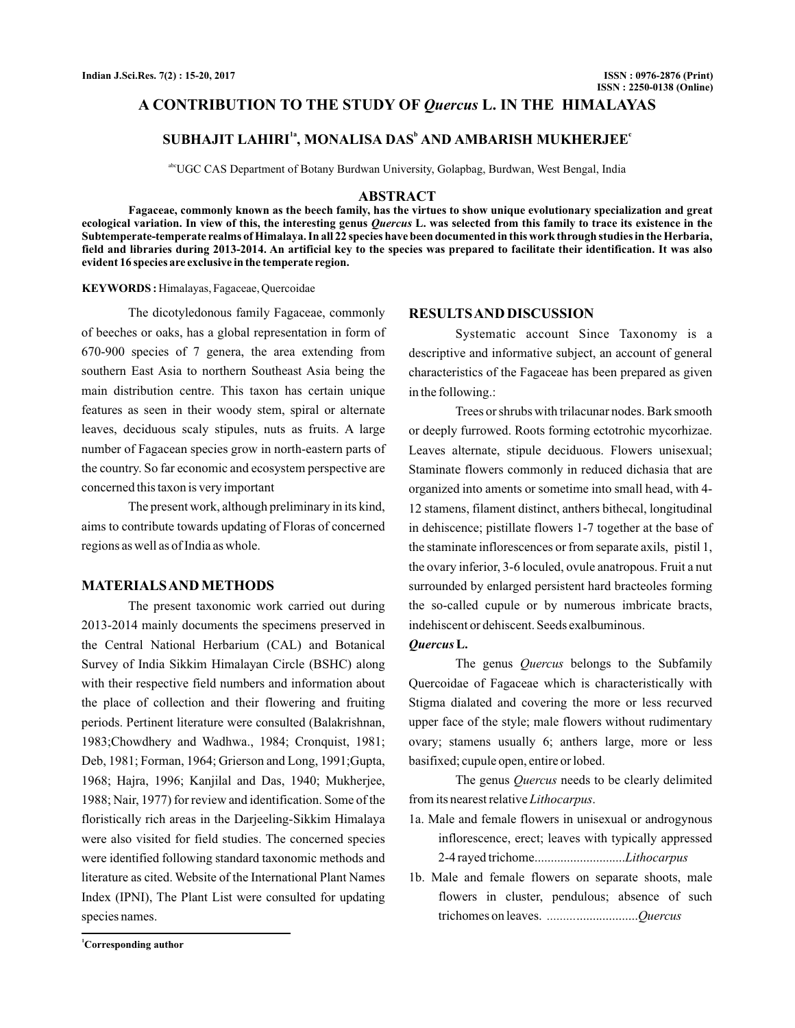# A CONTRIBUTION TO THE STUDY OF *Quercus* L. IN THE HIMALAYAS

## SUBHAJIT LAHIRI[1a], MONALISA DAS[b] AND AMBARISH MUKHERJEE[c]

[abc]UGC CAS Department of Botany Burdwan University, Golapbag, Burdwan, West Bengal, India

## ABSTRACT

**Fagaceae, commonly known as the beech family, has the virtues to show unique evolutionary specialization and great ecological variation. In view of this, the interesting genus *Quercus* L. was selected from this family to trace its existence in the Subtemperate-temperate realms of Himalaya. In all 22 species have been documented in this work through studies in the Herbaria, field and libraries during 2013-2014. An artificial key to the species was prepared to facilitate their identification. It was also evident 16 species are exclusive in the temperate region.**

**KEYWORDS :** Himalayas, Fagaceae, Quercoidae

The dicotyledonous family Fagaceae, commonly of beeches or oaks, has a global representation in form of 670-900 species of 7 genera, the area extending from southern East Asia to northern Southeast Asia being the main distribution centre. This taxon has certain unique features as seen in their woody stem, spiral or alternate leaves, deciduous scaly stipules, nuts as fruits. A large number of Fagacean species grow in north-eastern parts of the country. So far economic and ecosystem perspective are concerned this taxon is very important

The present work, although preliminary in its kind, aims to contribute towards updating of Floras of concerned regions as well as of India as whole.

## MATERIALS AND METHODS

The present taxonomic work carried out during 2013-2014 mainly documents the specimens preserved in the Central National Herbarium (CAL) and Botanical Survey of India Sikkim Himalayan Circle (BSHC) along with their respective field numbers and information about the place of collection and their flowering and fruiting periods. Pertinent literature were consulted (Balakrishnan, 1983;Chowdhery and Wadhwa., 1984; Cronquist, 1981; Deb, 1981; Forman, 1964; Grierson and Long, 1991;Gupta, 1968; Hajra, 1996; Kanjilal and Das, 1940; Mukherjee, 1988; Nair, 1977) for review and identification. Some of the floristically rich areas in the Darjeeling-Sikkim Himalaya were also visited for field studies. The concerned species were identified following standard taxonomic methods and literature as cited. Website of the International Plant Names Index (IPNI), The Plant List were consulted for updating species names.

## RESULTS AND DISCUSSION

Systematic account Since Taxonomy is a descriptive and informative subject, an account of general characteristics of the Fagaceae has been prepared as given in the following.:

Trees or shrubs with trilacunar nodes. Bark smooth or deeply furrowed. Roots forming ectotrohic mycorhizae. Leaves alternate, stipule deciduous. Flowers unisexual; Staminate flowers commonly in reduced dichasia that are organized into aments or sometime into small head, with 4-12 stamens, filament distinct, anthers bithecal, longitudinal in dehiscence; pistillate flowers 1-7 together at the base of the staminate inflorescences or from separate axils, pistil 1, the ovary inferior, 3-6 loculed, ovule anatropous. Fruit a nut surrounded by enlarged persistent hard bracteoles forming the so-called cupule or by numerous imbricate bracts, indehiscent or dehiscent. Seeds exalbuminous.

***Quercus* L.**

The genus *Quercus* belongs to the Subfamily Quercoidae of Fagaceae which is characteristically with Stigma dialated and covering the more or less recurved upper face of the style; male flowers without rudimentary ovary; stamens usually 6; anthers large, more or less basifixed; cupule open, entire or lobed.

The genus *Quercus* needs to be clearly delimited from its nearest relative *Lithocarpus*.

1a. Male and female flowers in unisexual or androgynous inflorescence, erect; leaves with typically appressed 2-4 rayed trichome............................*Lithocarpus*

1b. Male and female flowers on separate shoots, male flowers in cluster, pendulous; absence of such trichomes on leaves. ............................*Quercus*

[1]Corresponding author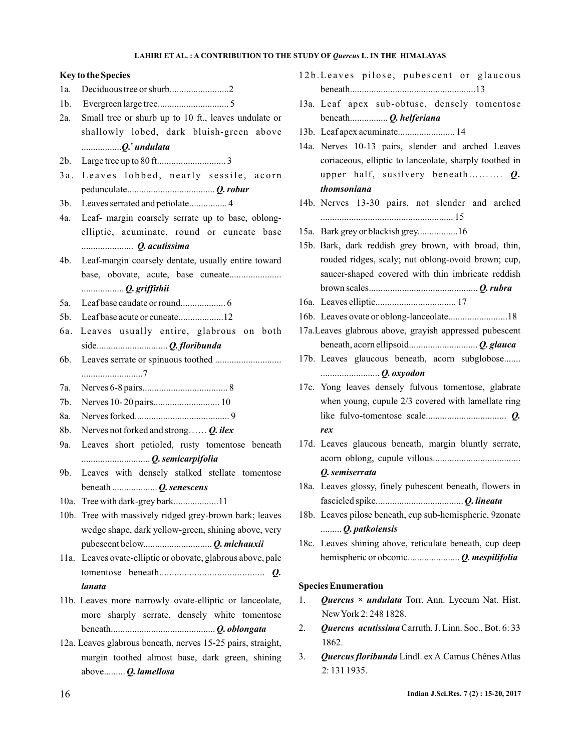**Key to the Species**

1a. Deciduous tree or shurb.........................2

1b. Evergreen large tree.............................. 5

2a. Small tree or shurb up to 10 ft., leaves undulate or shallowly lobed, dark bluish-green above .................*Q.*[x] *undulata*

2b. Large tree up to 80 ft............................. 3

3a. Leaves lobbed, nearly sessile, acorn pedunculate..................................... *Q. robur*

3b. Leaves serrated and petiolate................ 4

4a. Leaf- margin coarsely serrate up to base, oblong-elliptic, acuminate, round or cuneate base ...................... *Q. acutissima*

4b. Leaf-margin coarsely dentate, usually entire toward base, obovate, acute, base cuneate...................... .................. *Q. griffithii*

5a. Leaf base caudate or round................... 6

5b. Leaf base acute or cuneate...................12

6a. Leaves usually entire, glabrous on both side.............................. *Q. floribunda*

6b. Leaves serrate or spinuous toothed ............................ ..........................7

7a. Nerves 6-8 pairs.................................... 8

7b. Nerves 10- 20 pairs............................ 10

8a. Nerves forked........................................ 9

8b. Nerves not forked and strong…… *Q. ilex*

9a. Leaves short petioled, rusty tomentose beneath ............................. *Q. semicarpifolia*

9b. Leaves with densely stalked stellate tomentose beneath ................... *Q. senescens*

10a. Tree with dark-grey bark...................11

10b. Tree with massively ridged grey-brown bark; leaves wedge shape, dark yellow-green, shining above, very pubescent below............................. *Q. michauxii*

11a. Leaves ovate-elliptic or obovate, glabrous above, pale tomentose beneath.......................................... *Q. lanata*

11b. Leaves more narrowly ovate-elliptic or lanceolate, more sharply serrate, densely white tomentose beneath........................................... *Q. oblongata*

12a. Leaves glabrous beneath, nerves 15-25 pairs, straight, margin toothed almost base, dark green, shining above......... *Q. lamellosa*

12b. Leaves pilose, pubescent or glaucous beneath.....................................................13

13a. Leaf apex sub-obtuse, densely tomentose beneath................ *Q. helferiana*

13b. Leaf apex acuminate........................ 14

14a. Nerves 10-13 pairs, slender and arched Leaves coriaceous, elliptic to lanceolate, sharply toothed in upper half, susilvery beneath………. *Q. thomsoniana*

14b. Nerves 13-30 pairs, not slender and arched ....................................................... 15

15a. Bark grey or blackish grey.................16

15b. Bark, dark reddish grey brown, with broad, thin, rouded ridges, scaly; nut oblong-ovoid brown; cup, saucer-shaped covered with thin imbricate reddish brown scales............................................. *Q. rubra*

16a. Leaves elliptic.................................. 17

16b. Leaves ovate or oblong-lanceolate.........................18

17a. Leaves glabrous above, grayish appressed pubescent beneath, acorn ellipsoid............................. *Q. glauca*

17b. Leaves glaucous beneath, acorn subglobose....... ......................... *Q. oxyodon*

17c. Yong leaves densely fulvous tomentose, glabrate when young, cupule 2/3 covered with lamellate ring like fulvo-tomentose scale.................................. *Q. rex*

17d. Leaves glaucous beneath, margin bluntly serrate, acorn oblong, cupule villous.................................... *Q. semiserrata*

18a. Leaves glossy, finely pubescent beneath, flowers in fascicled spike..................................... *Q. lineata*

18b. Leaves pilose beneath, cup sub-hemispheric, 9zonate ......... *Q. patkoiensis*

18c. Leaves shining above, reticulate beneath, cup deep hemispheric or obconic...................... *Q. mespilifolia*

**Species Enumeration**

1. ***Quercus × undulata*** Torr. Ann. Lyceum Nat. Hist. New York 2: 248 1828.
2. ***Quercus acutissima*** Carruth. J. Linn. Soc., Bot. 6: 33 1862.
3. ***Quercus floribunda*** Lindl. ex A.Camus Chênes Atlas 2: 131 1935.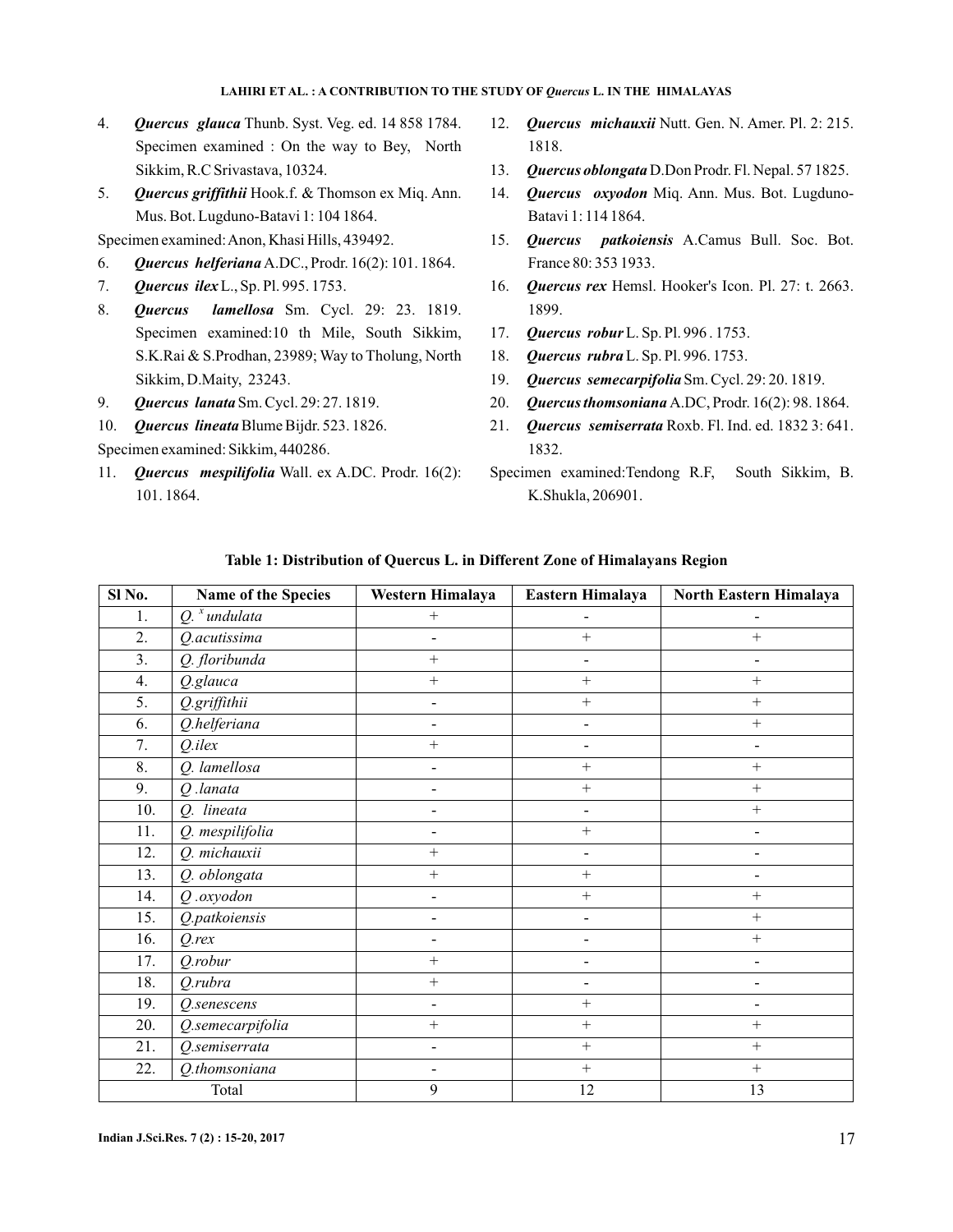4. ***Quercus glauca*** Thunb. Syst. Veg. ed. 14 858 1784. Specimen examined : On the way to Bey, North Sikkim, R.C Srivastava, 10324.
5. ***Quercus griffithii*** Hook.f. & Thomson ex Miq. Ann. Mus. Bot. Lugduno-Batavi 1: 104 1864.

Specimen examined: Anon, Khasi Hills, 439492.

6. ***Quercus helferiana*** A.DC., Prodr. 16(2): 101. 1864.
7. ***Quercus ilex*** L., Sp. Pl. 995. 1753.
8. ***Quercus lamellosa*** Sm. Cycl. 29: 23. 1819. Specimen examined:10 th Mile, South Sikkim, S.K.Rai & S.Prodhan, 23989; Way to Tholung, North Sikkim, D.Maity, 23243.
9. ***Quercus lanata*** Sm. Cycl. 29: 27. 1819.
10. ***Quercus lineata*** Blume Bijdr. 523. 1826.

Specimen examined: Sikkim, 440286.

11. ***Quercus mespilifolia*** Wall. ex A.DC. Prodr. 16(2): 101. 1864.
12. ***Quercus michauxii*** Nutt. Gen. N. Amer. Pl. 2: 215. 1818.
13. ***Quercus oblongata*** D.Don Prodr. Fl. Nepal. 57 1825.
14. ***Quercus oxyodon*** Miq. Ann. Mus. Bot. Lugduno-Batavi 1: 114 1864.
15. ***Quercus patkoiensis*** A.Camus Bull. Soc. Bot. France 80: 353 1933.
16. ***Quercus rex*** Hemsl. Hooker's Icon. Pl. 27: t. 2663. 1899.
17. ***Quercus robur*** L. Sp. Pl. 996 . 1753.
18. ***Quercus rubra*** L. Sp. Pl. 996. 1753.
19. ***Quercus semecarpifolia*** Sm. Cycl. 29: 20. 1819.
20. ***Quercus thomsoniana*** A.DC, Prodr. 16(2): 98. 1864.
21. ***Quercus semiserrata*** Roxb. Fl. Ind. ed. 1832 3: 641. 1832.

Specimen examined:Tendong R.F, South Sikkim, B. K.Shukla, 206901.

**Table 1: Distribution of Quercus L. in Different Zone of Himalayans Region**

| Sl No. | Name of the Species | Western Himalaya | Eastern Himalaya | North Eastern Himalaya |
|---|---|---|---|---|
| 1. | *Q. $^{x}$undulata* | + | - | - |
| 2. | *Q.acutissima* | - | + | + |
| 3. | *Q. floribunda* | + | - | - |
| 4. | *Q.glauca* | + | + | + |
| 5. | *Q.griffithii* | - | + | + |
| 6. | *Q.helferiana* | - | - | + |
| 7. | *Q.ilex* | + | - | - |
| 8. | *Q. lamellosa* | - | + | + |
| 9. | *Q .lanata* | - | + | + |
| 10. | *Q. lineata* | - | - | + |
| 11. | *Q. mespilifolia* | - | + | - |
| 12. | *Q. michauxii* | + | - | - |
| 13. | *Q. oblongata* | + | + | - |
| 14. | *Q .oxyodon* | - | + | + |
| 15. | *Q.patkoiensis* | - | - | + |
| 16. | *Q.rex* | - | - | + |
| 17. | *Q.robur* | + | - | - |
| 18. | *Q.rubra* | + | - | - |
| 19. | *Q.senescens* | - | + | - |
| 20. | *Q.semecarpifolia* | + | + | + |
| 21. | *Q.semiserrata* | - | + | + |
| 22. | *Q.thomsoniana* | - | + | + |
| Total | | 9 | 12 | 13 |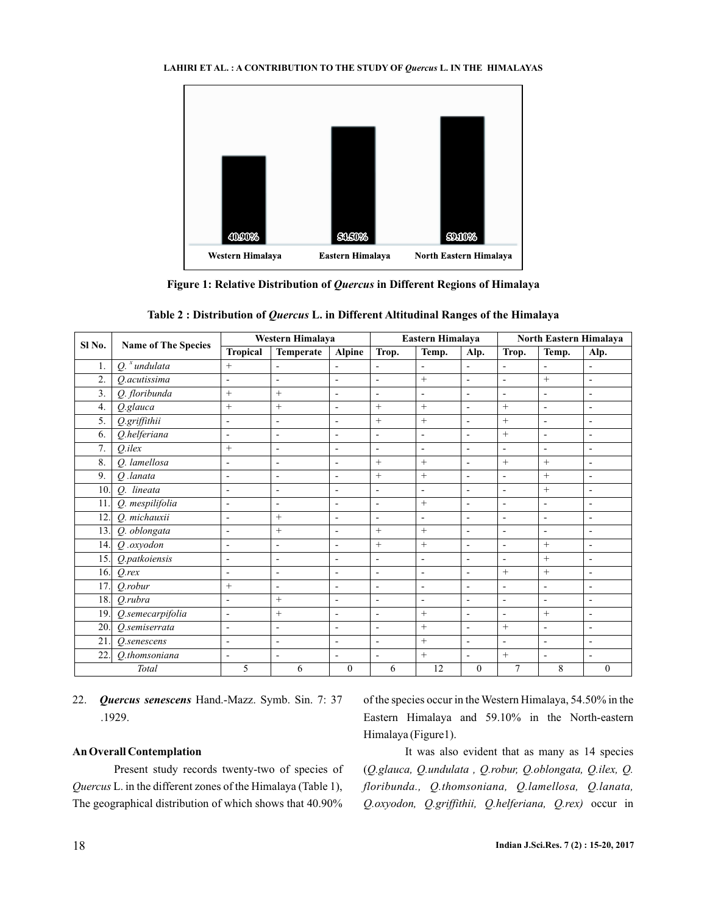Figure 1: Relative Distribution of *Quercus* in Different Regions of Himalaya

**Table 2 : Distribution of *Quercus* L. in Different Altitudinal Ranges of the Himalaya**

| Sl No. | Name of The Species | Western Himalaya | | | Eastern Himalaya | | | North Eastern Himalaya | | |
|---|---|---|---|---|---|---|---|---|---|---|
| | | Tropical | Temperate | Alpine | Trop. | Temp. | Alp. | Trop. | Temp. | Alp. |
| 1. | *Q. $^x$ undulata* | + | - | - | - | - | - | - | - | - |
| 2. | *Q.acutissima* | - | - | - | - | + | - | - | + | - |
| 3. | *Q. floribunda* | + | + | - | - | - | - | - | - | - |
| 4. | *Q.glauca* | + | + | - | + | + | - | + | - | - |
| 5. | *Q.griffithii* | - | - | - | + | + | - | + | - | - |
| 6. | *Q.helferiana* | - | - | - | - | - | - | + | - | - |
| 7. | *Q.ilex* | + | - | - | - | - | - | - | - | - |
| 8. | *Q. lamellosa* | - | - | - | + | + | - | + | + | - |
| 9. | *Q .lanata* | - | - | - | + | + | - | - | + | - |
| 10. | *Q. lineata* | - | - | - | - | - | - | - | + | - |
| 11. | *Q. mespilifolia* | - | - | - | - | + | - | - | - | - |
| 12. | *Q. michauxii* | - | + | - | - | - | - | - | - | - |
| 13. | *Q. oblongata* | - | + | - | + | + | - | - | - | - |
| 14. | *Q .oxyodon* | - | - | - | + | + | - | - | + | - |
| 15. | *Q.patkoiensis* | - | - | - | - | - | - | - | + | - |
| 16. | *Q.rex* | - | - | - | - | - | - | + | + | - |
| 17. | *Q.robur* | + | - | - | - | - | - | - | - | - |
| 18. | *Q.rubra* | - | + | - | - | - | - | - | - | - |
| 19. | *Q.semecarpifolia* | - | + | - | - | + | - | - | + | - |
| 20. | *Q.semiserrata* | - | - | - | - | + | - | + | - | - |
| 21. | *Q.senescens* | - | - | - | - | + | - | - | - | - |
| 22. | *Q.thomsoniana* | - | - | - | - | + | - | + | - | - |
| | *Total* | 5 | 6 | 0 | 6 | 12 | 0 | 7 | 8 | 0 |

22. ***Quercus senescens*** Hand.-Mazz. Symb. Sin. 7: 37 .1929.

**An Overall Contemplation**

Present study records twenty-two of species of *Quercus* L. in the different zones of the Himalaya (Table 1), The geographical distribution of which shows that 40.90% of the species occur in the Western Himalaya, 54.50% in the Eastern Himalaya and 59.10% in the North-eastern Himalaya (Figure1).

It was also evident that as many as 14 species (*Q.glauca, Q.undulata , Q.robur, Q.oblongata, Q.ilex, Q. floribunda., Q.thomsoniana, Q.lamellosa, Q.lanata, Q.oxyodon, Q.griffithii, Q.helferiana, Q.rex)* occur in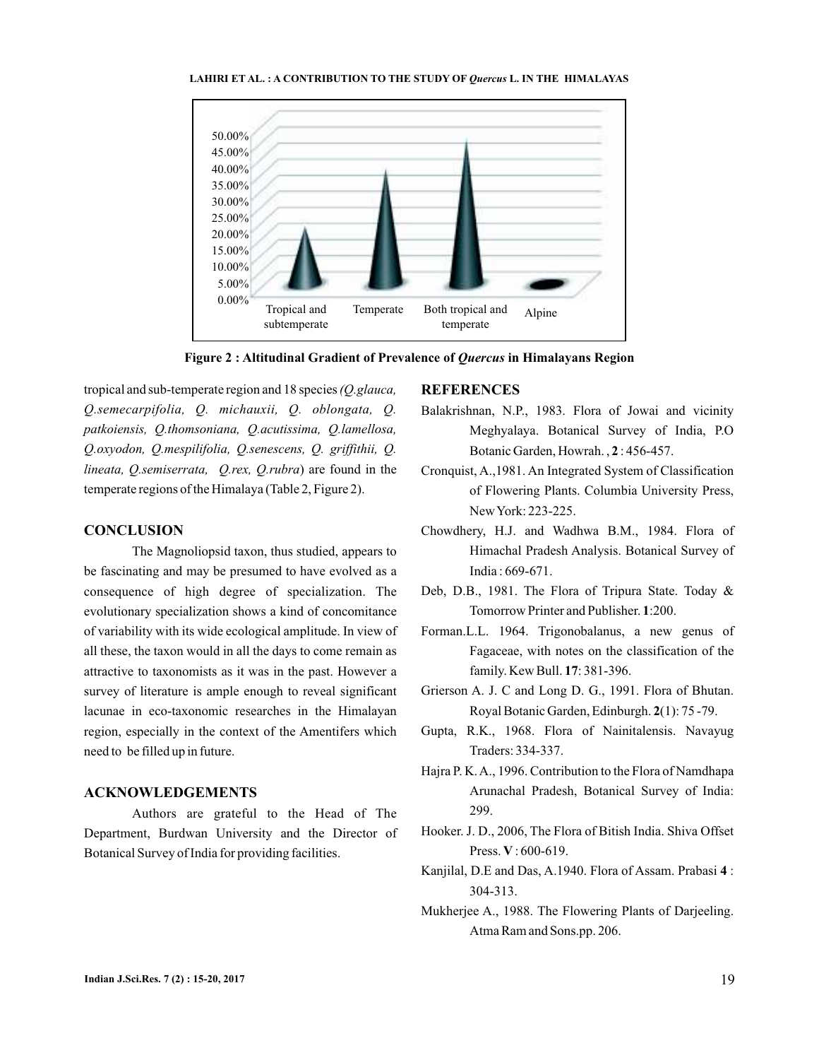Figure 2 : Altitudinal Gradient of Prevalence of *Quercus* in Himalayans Region

tropical and sub-temperate region and 18 species *(Q.glauca, Q.semecarpifolia, Q. michauxii, Q. oblongata, Q. patkoiensis, Q.thomsoniana, Q.acutissima, Q.lamellosa, Q.oxyodon, Q.mespilifolia, Q.senescens, Q. griffithii, Q. lineata, Q.semiserrata, Q.rex, Q.rubra*) are found in the temperate regions of the Himalaya (Table 2, Figure 2).

## CONCLUSION

The Magnoliopsid taxon, thus studied, appears to be fascinating and may be presumed to have evolved as a consequence of high degree of specialization. The evolutionary specialization shows a kind of concomitance of variability with its wide ecological amplitude. In view of all these, the taxon would in all the days to come remain as attractive to taxonomists as it was in the past. However a survey of literature is ample enough to reveal significant lacunae in eco-taxonomic researches in the Himalayan region, especially in the context of the Amentifers which need to be filled up in future.

## ACKNOWLEDGEMENTS

Authors are grateful to the Head of The Department, Burdwan University and the Director of Botanical Survey of India for providing facilities.

## REFERENCES

Balakrishnan, N.P., 1983. Flora of Jowai and vicinity Meghyalaya. Botanical Survey of India, P.O Botanic Garden, Howrah. , **2** : 456-457.

Cronquist, A.,1981. An Integrated System of Classification of Flowering Plants. Columbia University Press, New York: 223-225.

Chowdhery, H.J. and Wadhwa B.M., 1984. Flora of Himachal Pradesh Analysis. Botanical Survey of India : 669-671.

Deb, D.B., 1981. The Flora of Tripura State. Today & Tomorrow Printer and Publisher. **1**:200.

Forman.L.L. 1964. Trigonobalanus, a new genus of Fagaceae, with notes on the classification of the family. Kew Bull. **17**: 381-396.

Grierson A. J. C and Long D. G., 1991. Flora of Bhutan. Royal Botanic Garden, Edinburgh. **2**(1): 75 -79.

Gupta, R.K., 1968. Flora of Nainitalensis. Navayug Traders: 334-337.

Hajra P. K. A., 1996. Contribution to the Flora of Namdhapa Arunachal Pradesh, Botanical Survey of India: 299.

Hooker. J. D., 2006, The Flora of Bitish India. Shiva Offset Press. **V** : 600-619.

Kanjilal, D.E and Das, A.1940. Flora of Assam. Prabasi **4** : 304-313.

Mukherjee A., 1988. The Flowering Plants of Darjeeling. Atma Ram and Sons.pp. 206.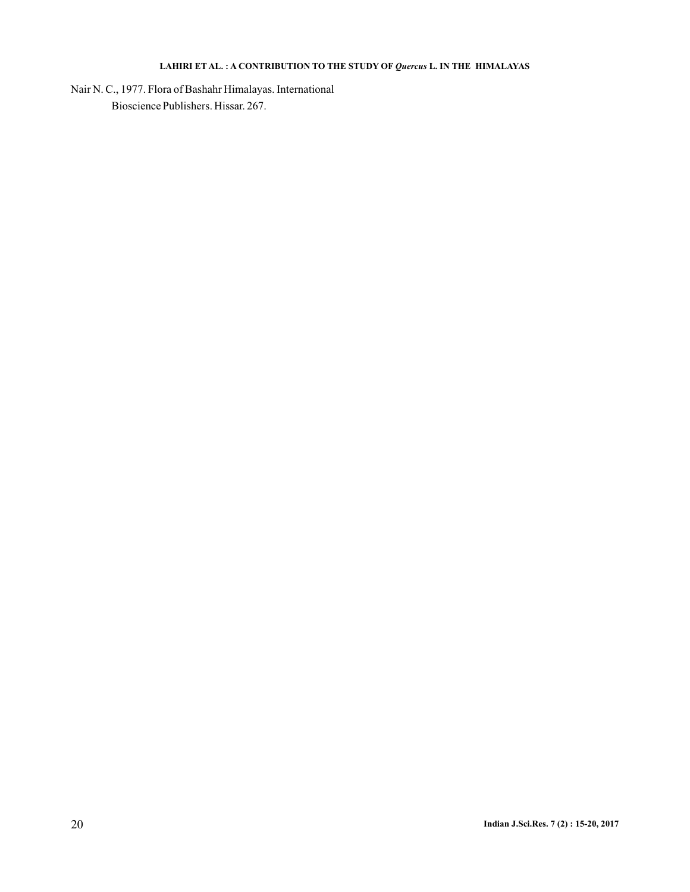Nair N. C., 1977. Flora of Bashahr Himalayas. International Bioscience Publishers. Hissar. 267.